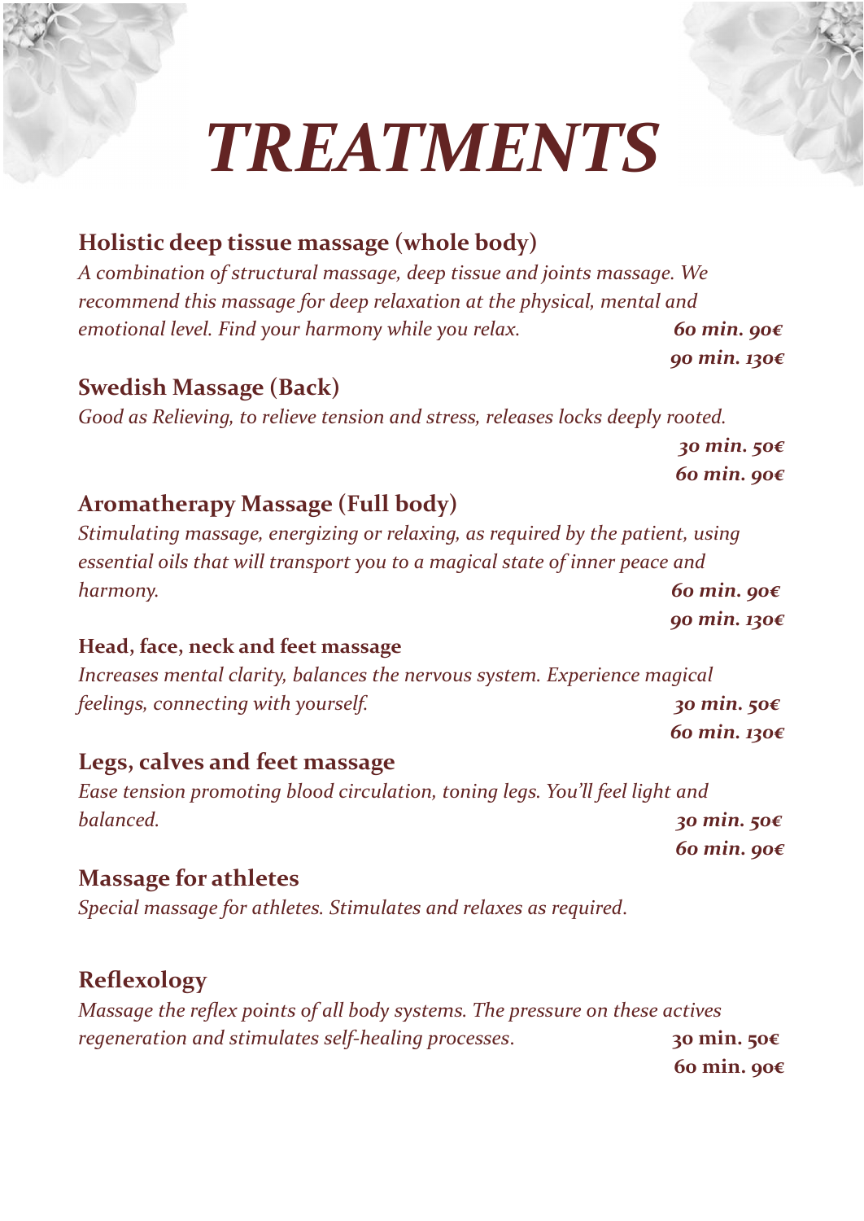# *TREATMENTS*

## Holistic deep tissue massage (whole body)

*A combination of structural massage, deep tissue and joints massage. We recommend this massage for deep relaxation at the physical, mental and emotional level. Find your harmony while you relax.*

***60 min. 90€***
***90 min. 130€***

## Swedish Massage (Back)

*Good as Relieving, to relieve tension and stress, releases locks deeply rooted.*

***30 min. 50€***
***60 min. 90€***

## Aromatherapy Massage (Full body)

*Stimulating massage, energizing or relaxing, as required by the patient, using essential oils that will transport you to a magical state of inner peace and harmony.*

***60 min. 90€***
***90 min. 130€***

## Head, face, neck and feet massage

*Increases mental clarity, balances the nervous system. Experience magical feelings, connecting with yourself.*

***30 min. 50€***
***60 min. 130€***

## Legs, calves and feet massage

*Ease tension promoting blood circulation, toning legs. You'll feel light and balanced.*

***30 min. 50€***
***60 min. 90€***

## Massage for athletes

*Special massage for athletes. Stimulates and relaxes as required.*

## Reflexology

*Massage the reflex points of all body systems. The pressure on these actives regeneration and stimulates self-healing processes.*

**30 min. 50€**
**60 min. 90€**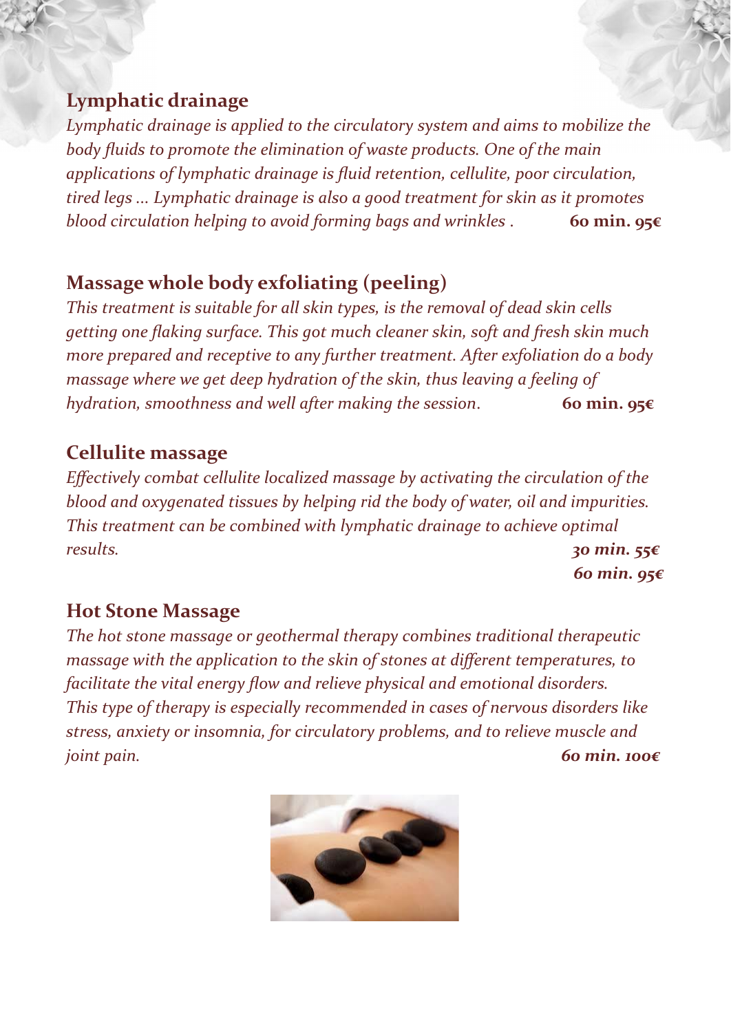## Lymphatic drainage

*Lymphatic drainage is applied to the circulatory system and aims to mobilize the body fluids to promote the elimination of waste products. One of the main applications of lymphatic drainage is fluid retention, cellulite, poor circulation, tired legs ... Lymphatic drainage is also a good treatment for skin as it promotes blood circulation helping to avoid forming bags and wrinkles .* **60 min. 95€**

## Massage whole body exfoliating (peeling)

*This treatment is suitable for all skin types, is the removal of dead skin cells getting one flaking surface. This got much cleaner skin, soft and fresh skin much more prepared and receptive to any further treatment. After exfoliation do a body massage where we get deep hydration of the skin, thus leaving a feeling of hydration, smoothness and well after making the session.* **60 min. 95€**

## Cellulite massage

*Effectively combat cellulite localized massage by activating the circulation of the blood and oxygenated tissues by helping rid the body of water, oil and impurities. This treatment can be combined with lymphatic drainage to achieve optimal results.* ***30 min. 55€***

***60 min. 95€***

## Hot Stone Massage

*The hot stone massage or geothermal therapy combines traditional therapeutic massage with the application to the skin of stones at different temperatures, to facilitate the vital energy flow and relieve physical and emotional disorders. This type of therapy is especially recommended in cases of nervous disorders like stress, anxiety or insomnia, for circulatory problems, and to relieve muscle and joint pain.* ***60 min. 100€***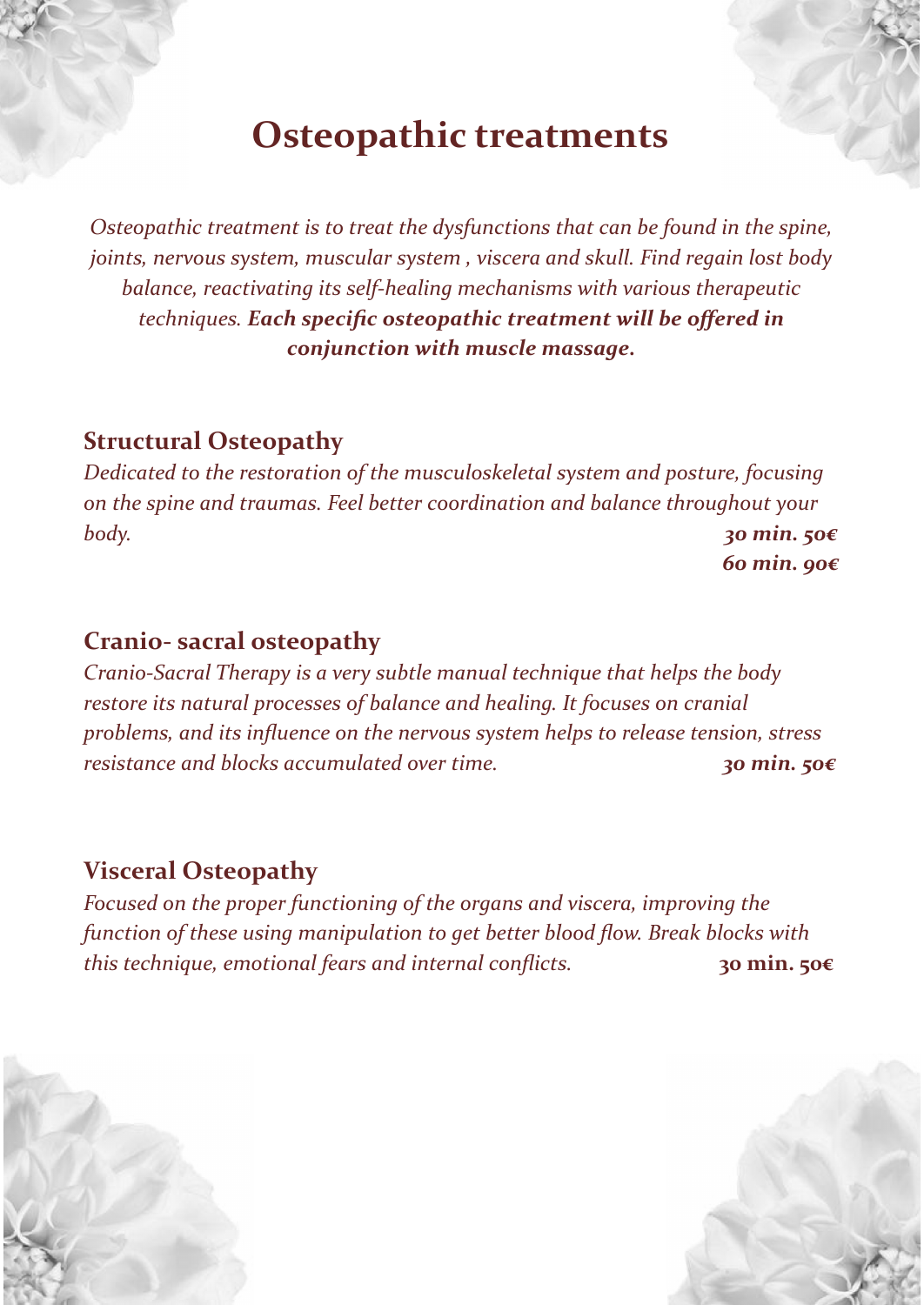# Osteopathic treatments

*Osteopathic treatment is to treat the dysfunctions that can be found in the spine, joints, nervous system, muscular system , viscera and skull. Find regain lost body balance, reactivating its self-healing mechanisms with various therapeutic techniques.* ***Each specific osteopathic treatment will be offered in conjunction with muscle massage.***

## Structural Osteopathy

*Dedicated to the restoration of the musculoskeletal system and posture, focusing on the spine and traumas. Feel better coordination and balance throughout your body.*

***30 min. 50€***
***60 min. 90€***

## Cranio- sacral osteopathy

*Cranio-Sacral Therapy is a very subtle manual technique that helps the body restore its natural processes of balance and healing. It focuses on cranial problems, and its influence on the nervous system helps to release tension, stress resistance and blocks accumulated over time.* ***30 min. 50€***

## Visceral Osteopathy

*Focused on the proper functioning of the organs and viscera, improving the function of these using manipulation to get better blood flow. Break blocks with this technique, emotional fears and internal conflicts.* **30 min. 50€**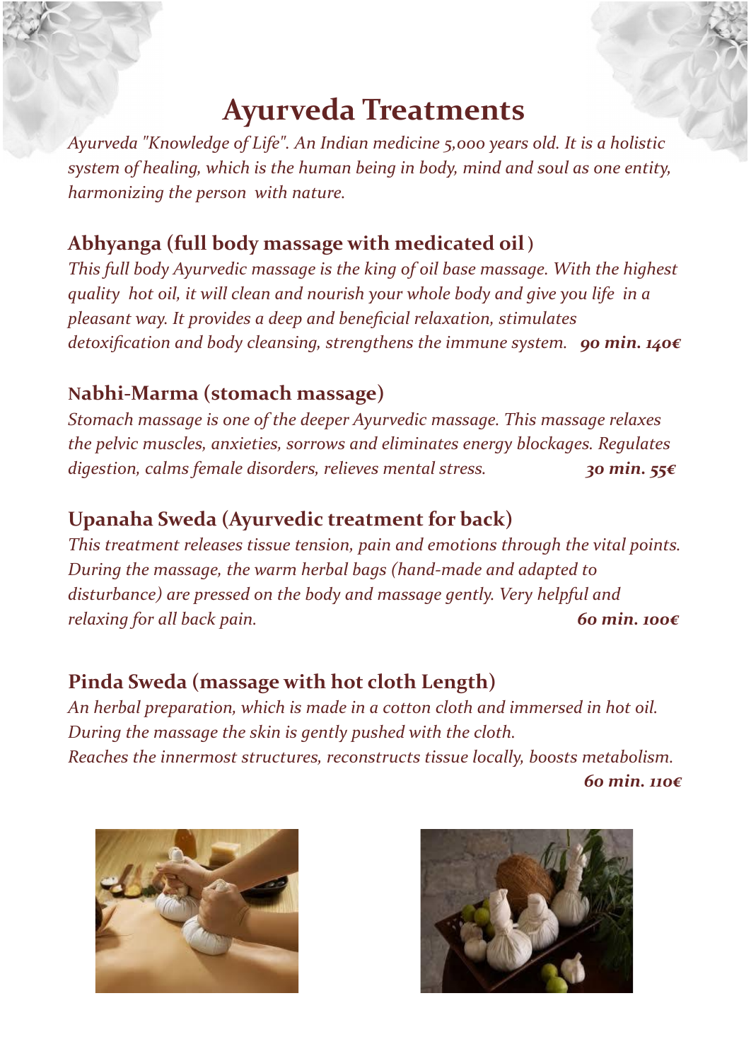# Ayurveda Treatments

*Ayurveda "Knowledge of Life". An Indian medicine 5,000 years old. It is a holistic system of healing, which is the human being in body, mind and soul as one entity, harmonizing the person with nature.*

## Abhyanga (full body massage with medicated oil )

*This full body Ayurvedic massage is the king of oil base massage. With the highest quality hot oil, it will clean and nourish your whole body and give you life in a pleasant way. It provides a deep and beneficial relaxation, stimulates detoxification and body cleansing, strengthens the immune system.* ***90 min. 140€***

## Nabhi-Marma (stomach massage)

*Stomach massage is one of the deeper Ayurvedic massage. This massage relaxes the pelvic muscles, anxieties, sorrows and eliminates energy blockages. Regulates digestion, calms female disorders, relieves mental stress.* ***30 min. 55€***

## Upanaha Sweda (Ayurvedic treatment for back)

*This treatment releases tissue tension, pain and emotions through the vital points. During the massage, the warm herbal bags (hand-made and adapted to disturbance) are pressed on the body and massage gently. Very helpful and relaxing for all back pain.* ***60 min. 100€***

## Pinda Sweda (massage with hot cloth Length)

*An herbal preparation, which is made in a cotton cloth and immersed in hot oil. During the massage the skin is gently pushed with the cloth. Reaches the innermost structures, reconstructs tissue locally, boosts metabolism.*

***60 min. 110€***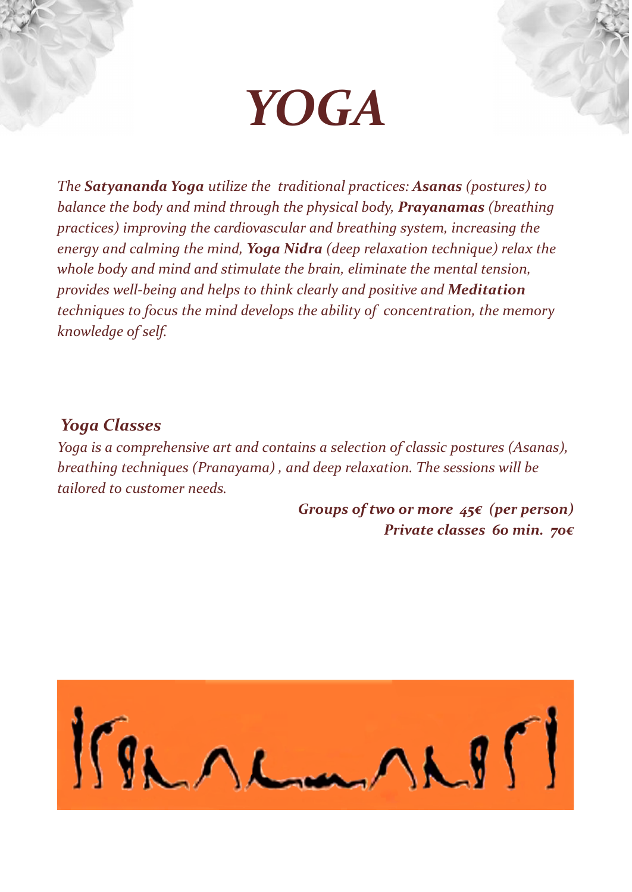# *YOGA*

*The **Satyananda Yoga** utilize the traditional practices: **Asanas** (postures) to balance the body and mind through the physical body, **Prayanamas** (breathing practices) improving the cardiovascular and breathing system, increasing the energy and calming the mind, **Yoga Nidra** (deep relaxation technique) relax the whole body and mind and stimulate the brain, eliminate the mental tension, provides well-being and helps to think clearly and positive and **Meditation** techniques to focus the mind develops the ability of concentration, the memory knowledge of self.*

### *Yoga Classes*

*Yoga is a comprehensive art and contains a selection of classic postures (Asanas), breathing techniques (Pranayama) , and deep relaxation. The sessions will be tailored to customer needs.*

***Groups of two or more 45€ (per person)***

***Private classes 60 min. 70€***